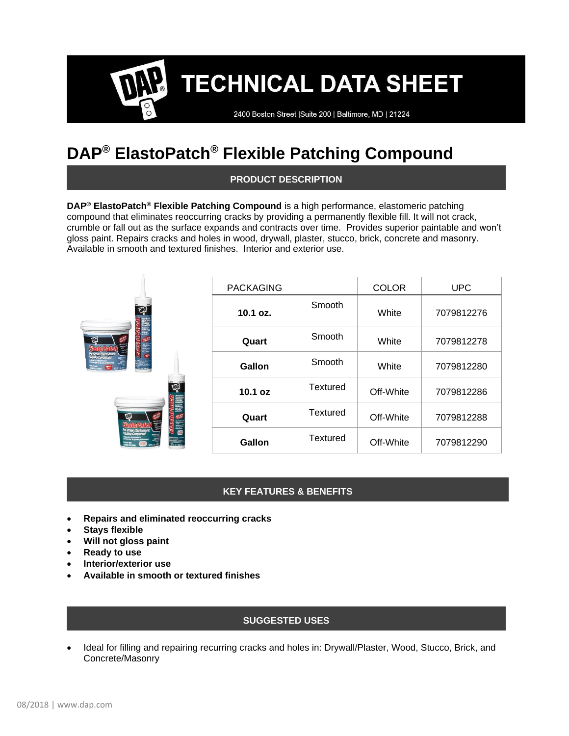# TECHNICAL DATA SHEET

2400 Boston Street |Suite 200 | Baltimore, MD | 21224

# DAP® ElastoPatch® Flexible Patching Compound

## PRODUCT DESCRIPTION

**DAP® ElastoPatch® Flexible Patching Compound** is a high performance, elastomeric patching compound that eliminates reoccurring cracks by providing a permanently flexible fill. It will not crack, crumble or fall out as the surface expands and contracts over time. Provides superior paintable and won't gloss paint. Repairs cracks and holes in wood, drywall, plaster, stucco, brick, concrete and masonry. Available in smooth and textured finishes. Interior and exterior use.

| PACKAGING | | COLOR | UPC |
|---|---|---|---|
| **10.1 oz.** | Smooth | White | 7079812276 |
| **Quart** | Smooth | White | 7079812278 |
| **Gallon** | Smooth | White | 7079812280 |
| **10.1 oz** | Textured | Off-White | 7079812286 |
| **Quart** | Textured | Off-White | 7079812288 |
| **Gallon** | Textured | Off-White | 7079812290 |

## KEY FEATURES & BENEFITS

- **Repairs and eliminated reoccurring cracks**
- **Stays flexible**
- **Will not gloss paint**
- **Ready to use**
- **Interior/exterior use**
- **Available in smooth or textured finishes**

## SUGGESTED USES

- Ideal for filling and repairing recurring cracks and holes in: Drywall/Plaster, Wood, Stucco, Brick, and Concrete/Masonry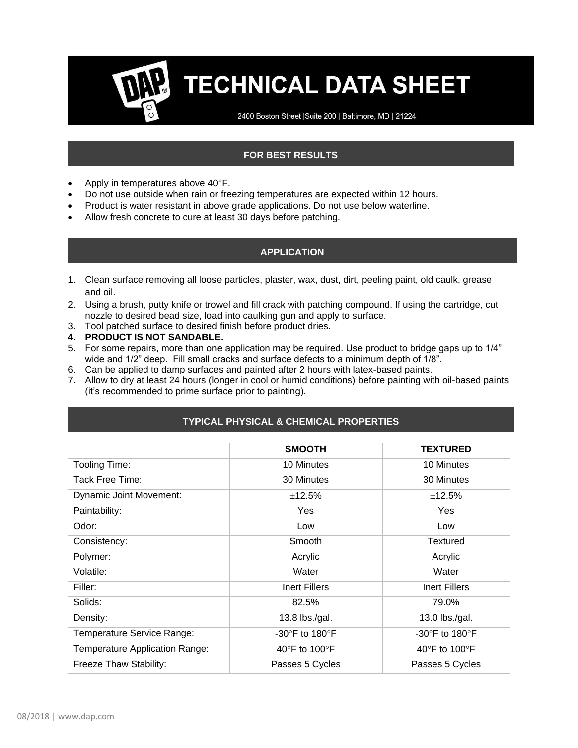# TECHNICAL DATA SHEET

2400 Boston Street |Suite 200 | Baltimore, MD | 21224

## FOR BEST RESULTS

- Apply in temperatures above 40°F.
- Do not use outside when rain or freezing temperatures are expected within 12 hours.
- Product is water resistant in above grade applications. Do not use below waterline.
- Allow fresh concrete to cure at least 30 days before patching.

## APPLICATION

1. Clean surface removing all loose particles, plaster, wax, dust, dirt, peeling paint, old caulk, grease and oil.
2. Using a brush, putty knife or trowel and fill crack with patching compound. If using the cartridge, cut nozzle to desired bead size, load into caulking gun and apply to surface.
3. Tool patched surface to desired finish before product dries.
4. **PRODUCT IS NOT SANDABLE.**
5. For some repairs, more than one application may be required. Use product to bridge gaps up to 1/4" wide and 1/2" deep. Fill small cracks and surface defects to a minimum depth of 1/8".
6. Can be applied to damp surfaces and painted after 2 hours with latex-based paints.
7. Allow to dry at least 24 hours (longer in cool or humid conditions) before painting with oil-based paints (it's recommended to prime surface prior to painting).

## TYPICAL PHYSICAL & CHEMICAL PROPERTIES

| | SMOOTH | TEXTURED |
|---|---|---|
| Tooling Time: | 10 Minutes | 10 Minutes |
| Tack Free Time: | 30 Minutes | 30 Minutes |
| Dynamic Joint Movement: | ±12.5% | ±12.5% |
| Paintability: | Yes | Yes |
| Odor: | Low | Low |
| Consistency: | Smooth | Textured |
| Polymer: | Acrylic | Acrylic |
| Volatile: | Water | Water |
| Filler: | Inert Fillers | Inert Fillers |
| Solids: | 82.5% | 79.0% |
| Density: | 13.8 lbs./gal. | 13.0 lbs./gal. |
| Temperature Service Range: | -30°F to 180°F | -30°F to 180°F |
| Temperature Application Range: | 40°F to 100°F | 40°F to 100°F |
| Freeze Thaw Stability: | Passes 5 Cycles | Passes 5 Cycles |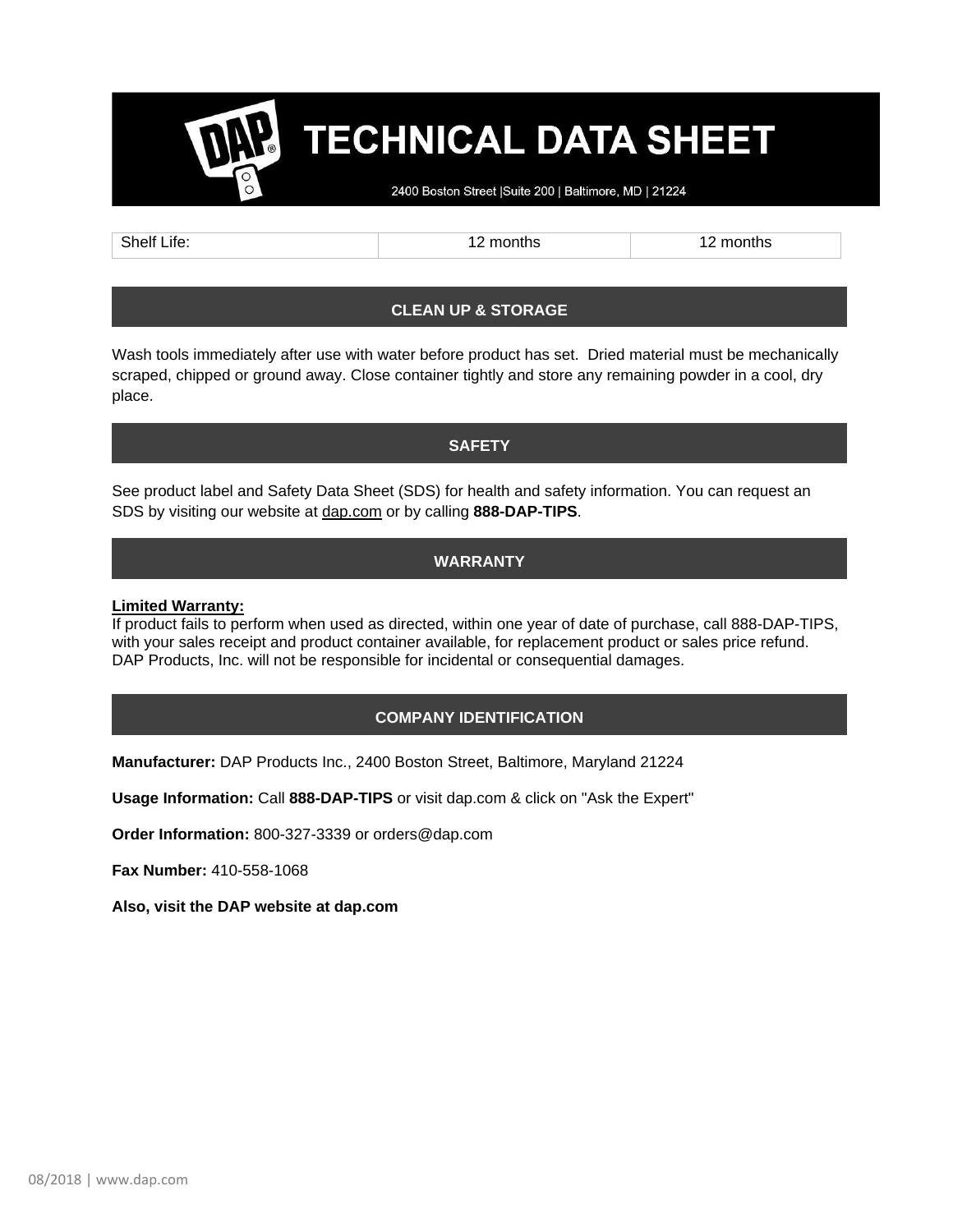| | | |
|---|---|---|
| Shelf Life: | 12 months | 12 months |

## CLEAN UP & STORAGE

Wash tools immediately after use with water before product has set. Dried material must be mechanically scraped, chipped or ground away. Close container tightly and store any remaining powder in a cool, dry place.

## SAFETY

See product label and Safety Data Sheet (SDS) for health and safety information. You can request an SDS by visiting our website at dap.com or by calling **888-DAP-TIPS**.

## WARRANTY

**Limited Warranty:**
If product fails to perform when used as directed, within one year of date of purchase, call 888-DAP-TIPS, with your sales receipt and product container available, for replacement product or sales price refund. DAP Products, Inc. will not be responsible for incidental or consequential damages.

## COMPANY IDENTIFICATION

**Manufacturer:** DAP Products Inc., 2400 Boston Street, Baltimore, Maryland 21224

**Usage Information:** Call **888-DAP-TIPS** or visit dap.com & click on "Ask the Expert"

**Order Information:** 800-327-3339 or orders@dap.com

**Fax Number:** 410-558-1068

**Also, visit the DAP website at dap.com**